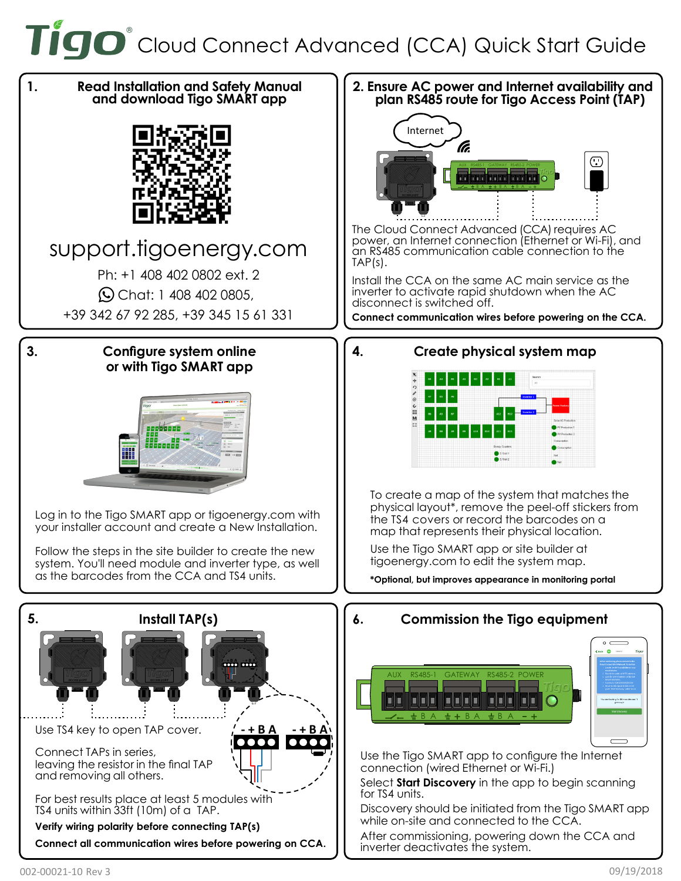# Tigo® Cloud Connect Advanced (CCA) Quick Start Guide

## 1. Read Installation and Safety Manual and download Tigo SMART app

support.tigoenergy.com

Ph: +1 408 402 0802 ext. 2

Chat: 1 408 402 0805,

+39 342 67 92 285, +39 345 15 61 331

## 2. Ensure AC power and Internet availability and plan RS485 route for Tigo Access Point (TAP)

The Cloud Connect Advanced (CCA) requires AC power, an Internet connection (Ethernet or Wi-Fi), and an RS485 communication cable connection to the TAP(s).

Install the CCA on the same AC main service as the inverter to activate rapid shutdown when the AC disconnect is switched off.

**Connect communication wires before powering on the CCA.**

## 3. Configure system online or with Tigo SMART app

Log in to the Tigo SMART app or tigoenergy.com with your installer account and create a New Installation.

Follow the steps in the site builder to create the new system. You'll need module and inverter type, as well as the barcodes from the CCA and TS4 units.

## 4. Create physical system map

To create a map of the system that matches the physical layout*, remove the peel-off stickers from the TS4 covers or record the barcodes on a map that represents their physical location.

Use the Tigo SMART app or site builder at tigoenergy.com to edit the system map.

***Optional, but improves appearance in monitoring portal**

## 5. Install TAP(s)

Use TS4 key to open TAP cover.

Connect TAPs in series, leaving the resistor in the final TAP and removing all others.

For best results place at least 5 modules with TS4 units within 33ft (10m) of a TAP.

**Verify wiring polarity before connecting TAP(s)**

**Connect all communication wires before powering on CCA.**

## 6. Commission the Tigo equipment

Use the Tigo SMART app to configure the Internet connection (wired Ethernet or Wi-Fi.)

Select **Start Discovery** in the app to begin scanning for TS4 units.

Discovery should be initiated from the Tigo SMART app while on-site and connected to the CCA.

After commissioning, powering down the CCA and inverter deactivates the system.

002-00021-10 Rev 3 09/19/2018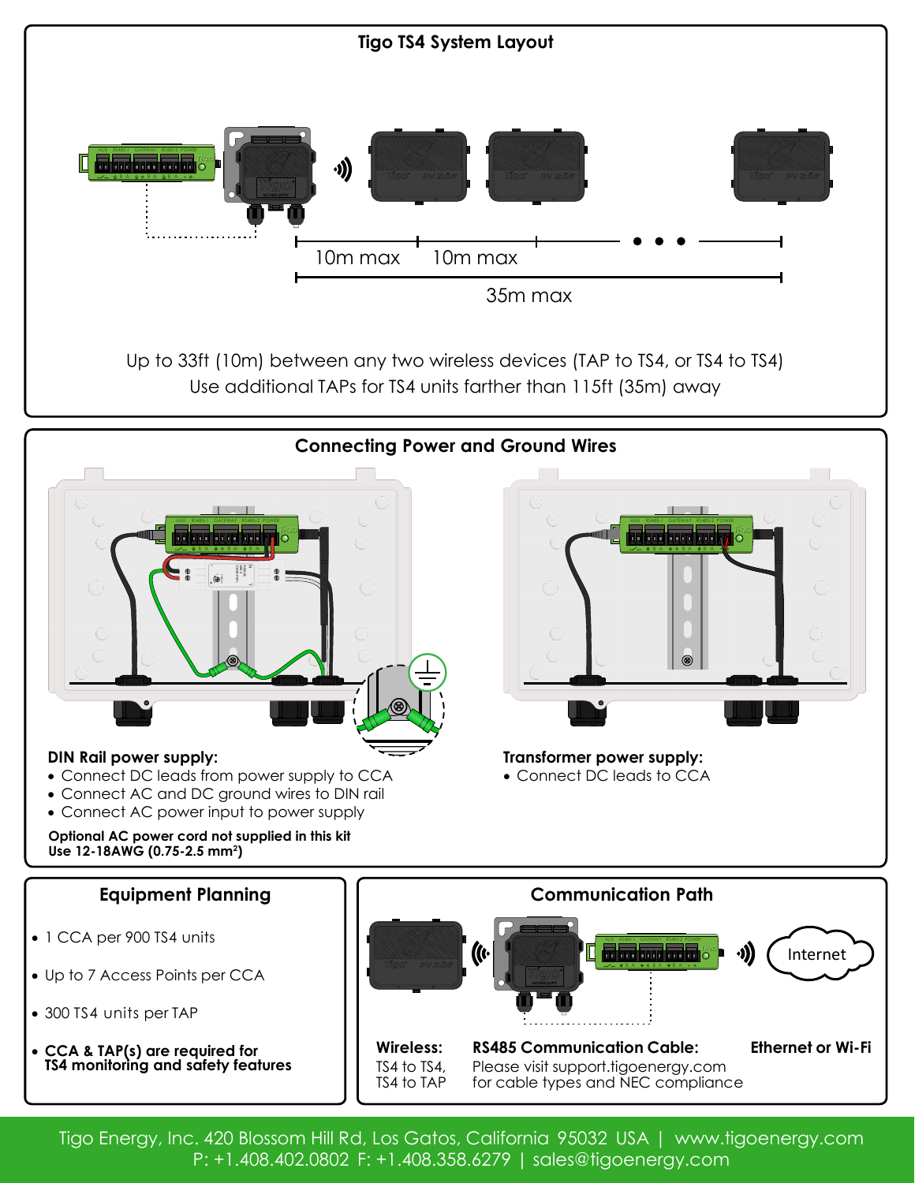## Tigo TS4 System Layout

10m max

10m max

35m max

Up to 33ft (10m) between any two wireless devices (TAP to TS4, or TS4 to TS4)
Use additional TAPs for TS4 units farther than 115ft (35m) away

## Connecting Power and Ground Wires

**DIN Rail power supply:**

- Connect DC leads from power supply to CCA
- Connect AC and DC ground wires to DIN rail
- Connect AC power input to power supply

**Optional AC power cord not supplied in this kit**
**Use 12-18AWG (0.75-2.5 mm²)**

**Transformer power supply:**

- Connect DC leads to CCA

## Equipment Planning

- 1 CCA per 900 TS4 units
- Up to 7 Access Points per CCA
- 300 TS4 units per TAP
- **CCA & TAP(s) are required for TS4 monitoring and safety features**

## Communication Path

Internet

**Wireless:**
TS4 to TS4,
TS4 to TAP

**RS485 Communication Cable:**
Please visit support.tigoenergy.com for cable types and NEC compliance

**Ethernet or Wi-Fi**

Tigo Energy, Inc. 420 Blossom Hill Rd, Los Gatos, California 95032 USA | www.tigoenergy.com
P: +1.408.402.0802 F: +1.408.358.6279 | sales@tigoenergy.com